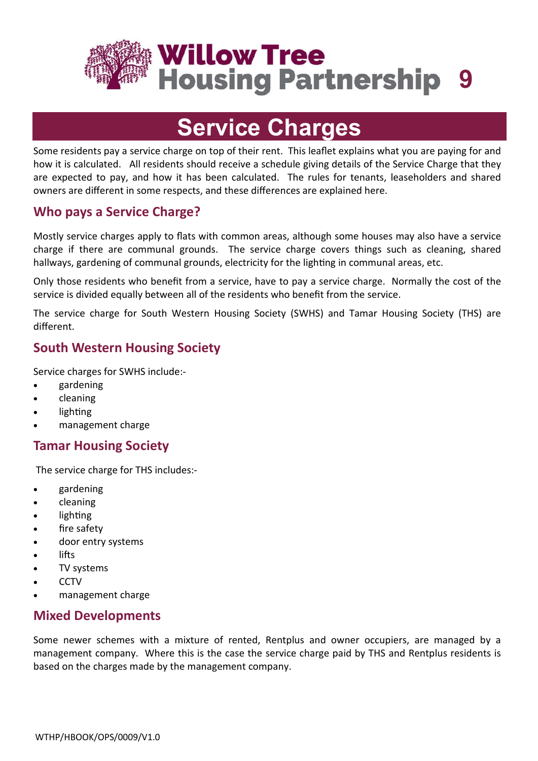# Willow Tree Housing Partnership 9

# Service Charges

Some residents pay a service charge on top of their rent. This leaflet explains what you are paying for and how it is calculated. All residents should receive a schedule giving details of the Service Charge that they are expected to pay, and how it has been calculated. The rules for tenants, leaseholders and shared owners are different in some respects, and these differences are explained here.

## Who pays a Service Charge?

Mostly service charges apply to flats with common areas, although some houses may also have a service charge if there are communal grounds. The service charge covers things such as cleaning, shared hallways, gardening of communal grounds, electricity for the lighting in communal areas, etc.

Only those residents who benefit from a service, have to pay a service charge. Normally the cost of the service is divided equally between all of the residents who benefit from the service.

The service charge for South Western Housing Society (SWHS) and Tamar Housing Society (THS) are different.

## South Western Housing Society

Service charges for SWHS include:-

- gardening
- cleaning
- lighting
- management charge

## Tamar Housing Society

The service charge for THS includes:-

- gardening
- cleaning
- lighting
- fire safety
- door entry systems
- lifts
- TV systems
- CCTV
- management charge

## Mixed Developments

Some newer schemes with a mixture of rented, Rentplus and owner occupiers, are managed by a management company. Where this is the case the service charge paid by THS and Rentplus residents is based on the charges made by the management company.

WTHP/HBOOK/OPS/0009/V1.0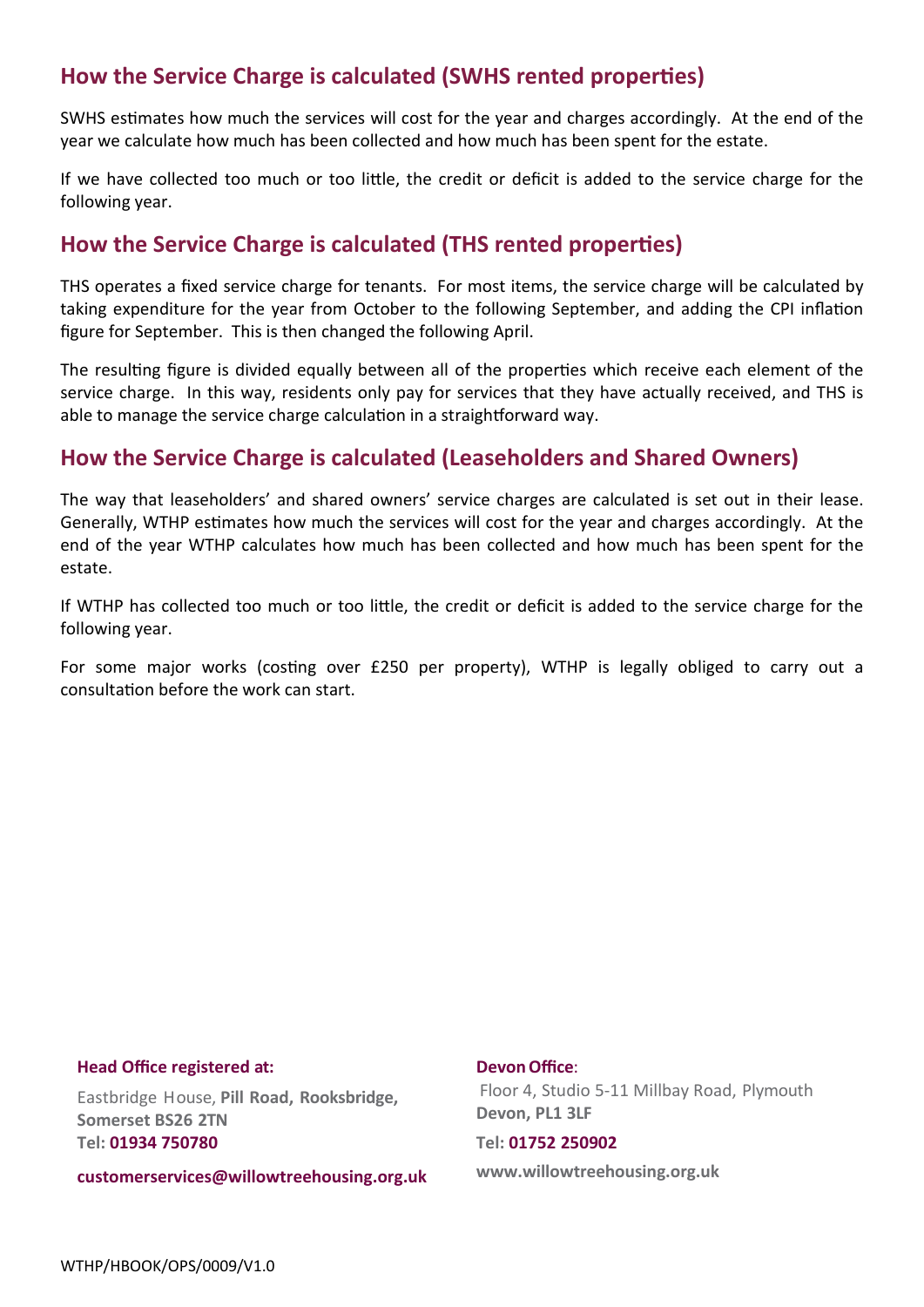## How the Service Charge is calculated (SWHS rented properties)

SWHS estimates how much the services will cost for the year and charges accordingly. At the end of the year we calculate how much has been collected and how much has been spent for the estate.

If we have collected too much or too little, the credit or deficit is added to the service charge for the following year.

## How the Service Charge is calculated (THS rented properties)

THS operates a fixed service charge for tenants. For most items, the service charge will be calculated by taking expenditure for the year from October to the following September, and adding the CPI inflation figure for September. This is then changed the following April.

The resulting figure is divided equally between all of the properties which receive each element of the service charge. In this way, residents only pay for services that they have actually received, and THS is able to manage the service charge calculation in a straightforward way.

## How the Service Charge is calculated (Leaseholders and Shared Owners)

The way that leaseholders' and shared owners' service charges are calculated is set out in their lease. Generally, WTHP estimates how much the services will cost for the year and charges accordingly. At the end of the year WTHP calculates how much has been collected and how much has been spent for the estate.

If WTHP has collected too much or too little, the credit or deficit is added to the service charge for the following year.

For some major works (costing over £250 per property), WTHP is legally obliged to carry out a consultation before the work can start.

**Head Office registered at:**

Eastbridge House, **Pill Road, Rooksbridge, Somerset BS26 2TN**
**Tel: 01934 750780**

**customerservices@willowtreehousing.org.uk**

**Devon Office**:

Floor 4, Studio 5-11 Millbay Road, Plymouth
**Devon, PL1 3LF**

**Tel: 01752 250902**

**www.willowtreehousing.org.uk**

WTHP/HBOOK/OPS/0009/V1.0